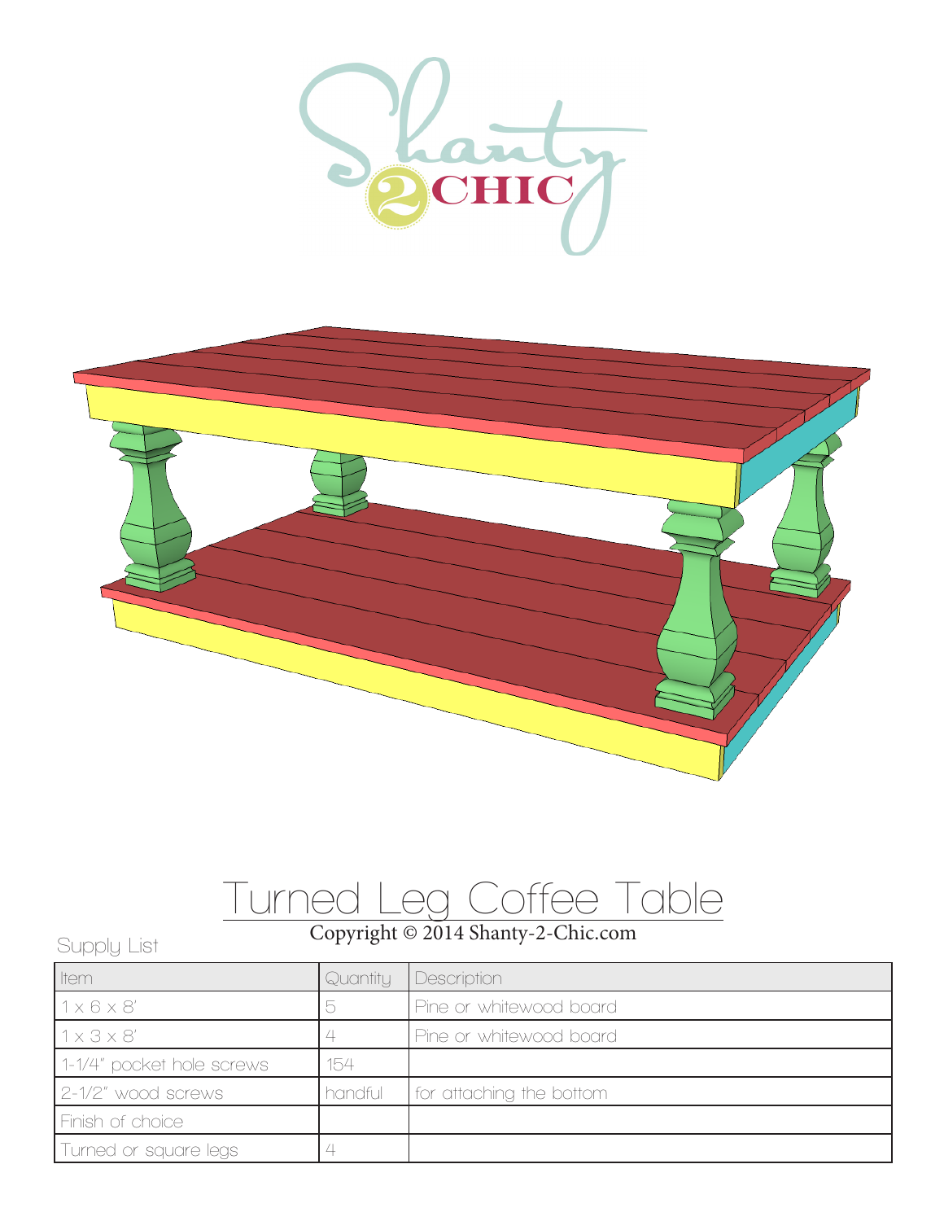# Turned Leg Coffee Table

Copyright © 2014 Shanty-2-Chic.com

Supply List

| Item | Quantity | Description |
|---|---|---|
| 1 x 6 x 8' | 5 | Pine or whitewood board |
| 1 x 3 x 8' | 4 | Pine or whitewood board |
| 1-1/4" pocket hole screws | 154 | |
| 2-1/2" wood screws | handful | for attaching the bottom |
| Finish of choice | | |
| Turned or square legs | 4 | |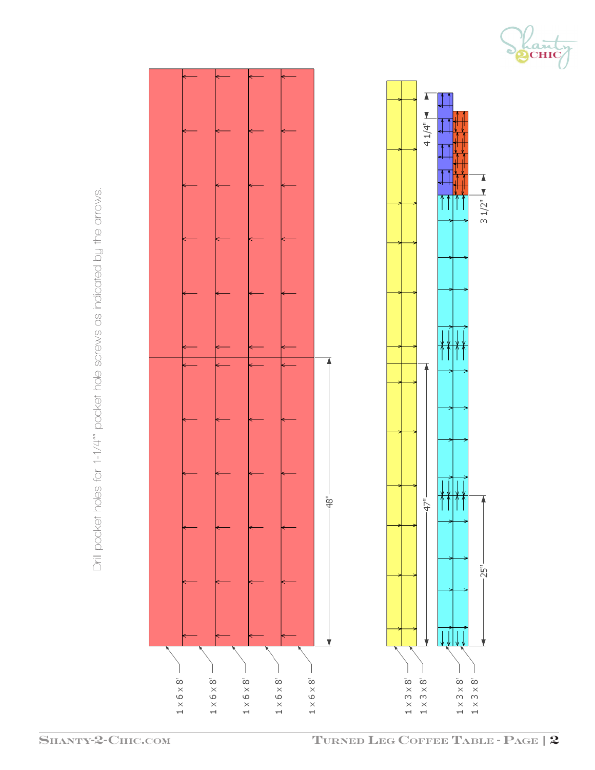Drill pocket holes for 1-1/4"" pocket hole screws as indicated by the arrows.

48"

1 x 6 x 8'

1 x 6 x 8'

1 x 6 x 8'

1 x 6 x 8'

1 x 6 x 8'

47"

1 x 3 x 8'

1 x 3 x 8'

4 1/4"

3 1/2"

25"

1 x 3 x 8'

1 x 3 x 8'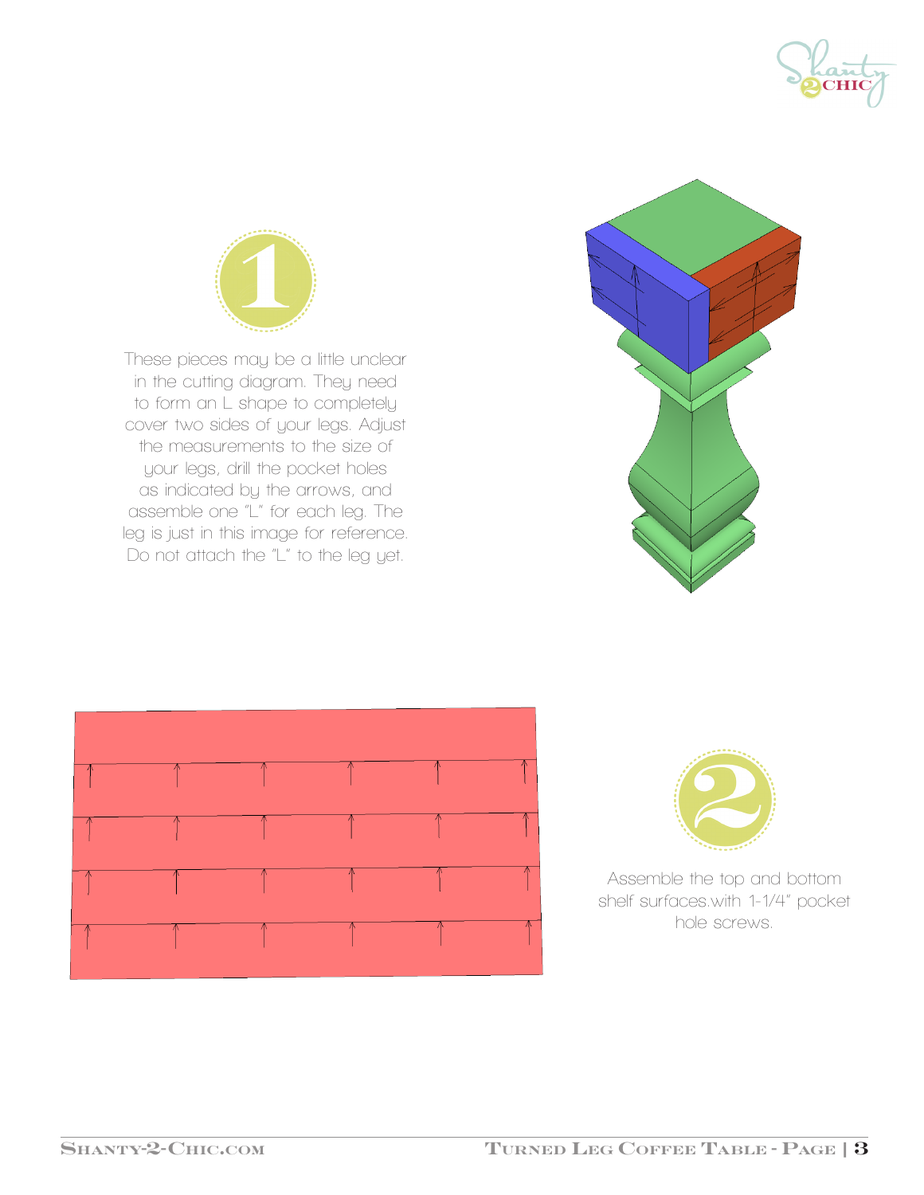## 1

These pieces may be a little unclear in the cutting diagram. They need to form an L shape to completely cover two sides of your legs. Adjust the measurements to the size of your legs, drill the pocket holes as indicated by the arrows, and assemble one "L" for each leg. The leg is just in this image for reference. Do not attach the "L" to the leg yet.

## 2

Assemble the top and bottom shelf surfaces.with 1-1/4" pocket hole screws.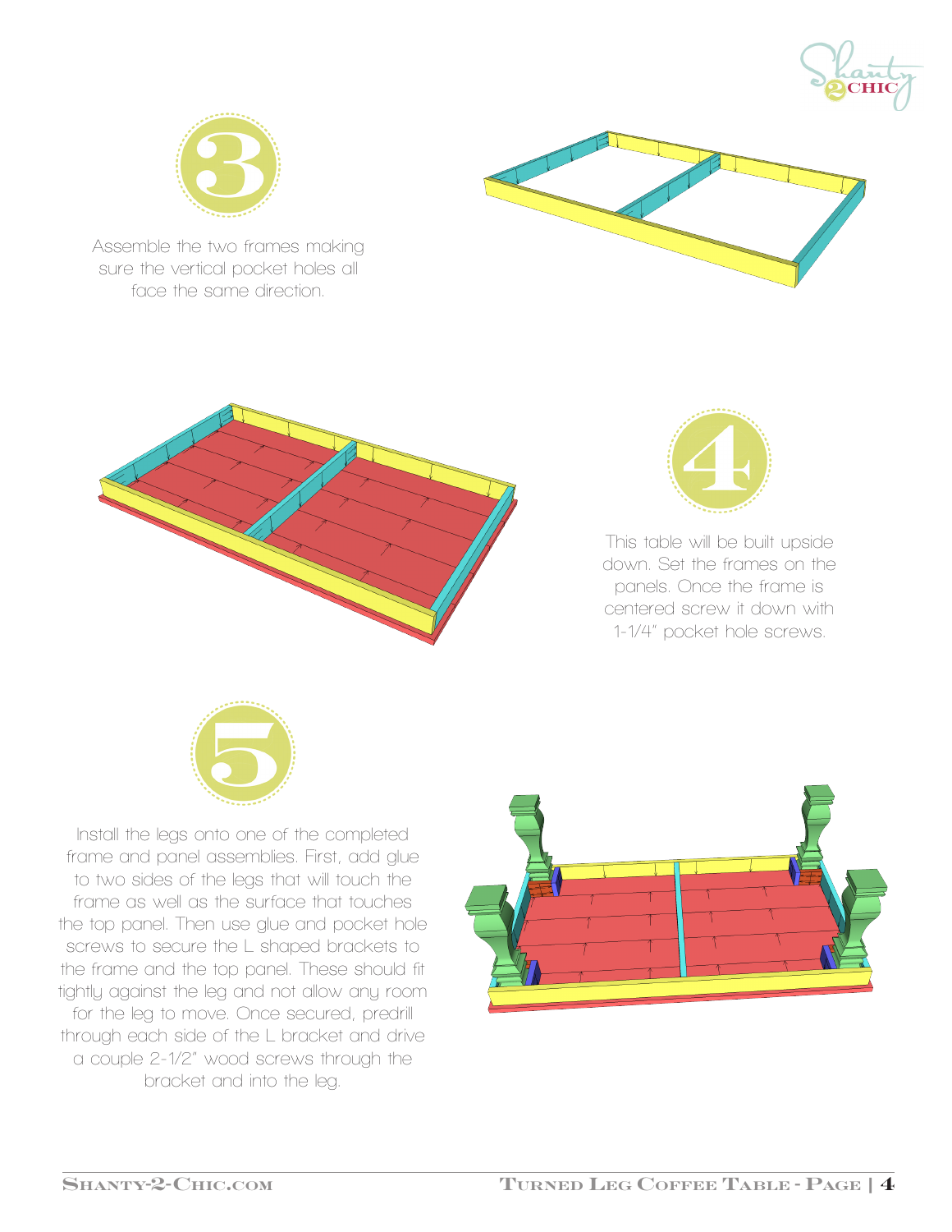## 3

Assemble the two frames making sure the vertical pocket holes all face the same direction.

## 4

This table will be built upside down. Set the frames on the panels. Once the frame is centered screw it down with 1-1/4" pocket hole screws.

## 5

Install the legs onto one of the completed frame and panel assemblies. First, add glue to two sides of the legs that will touch the frame as well as the surface that touches the top panel. Then use glue and pocket hole screws to secure the L shaped brackets to the frame and the top panel. These should fit tightly against the leg and not allow any room for the leg to move. Once secured, predrill through each side of the L bracket and drive a couple 2-1/2" wood screws through the bracket and into the leg.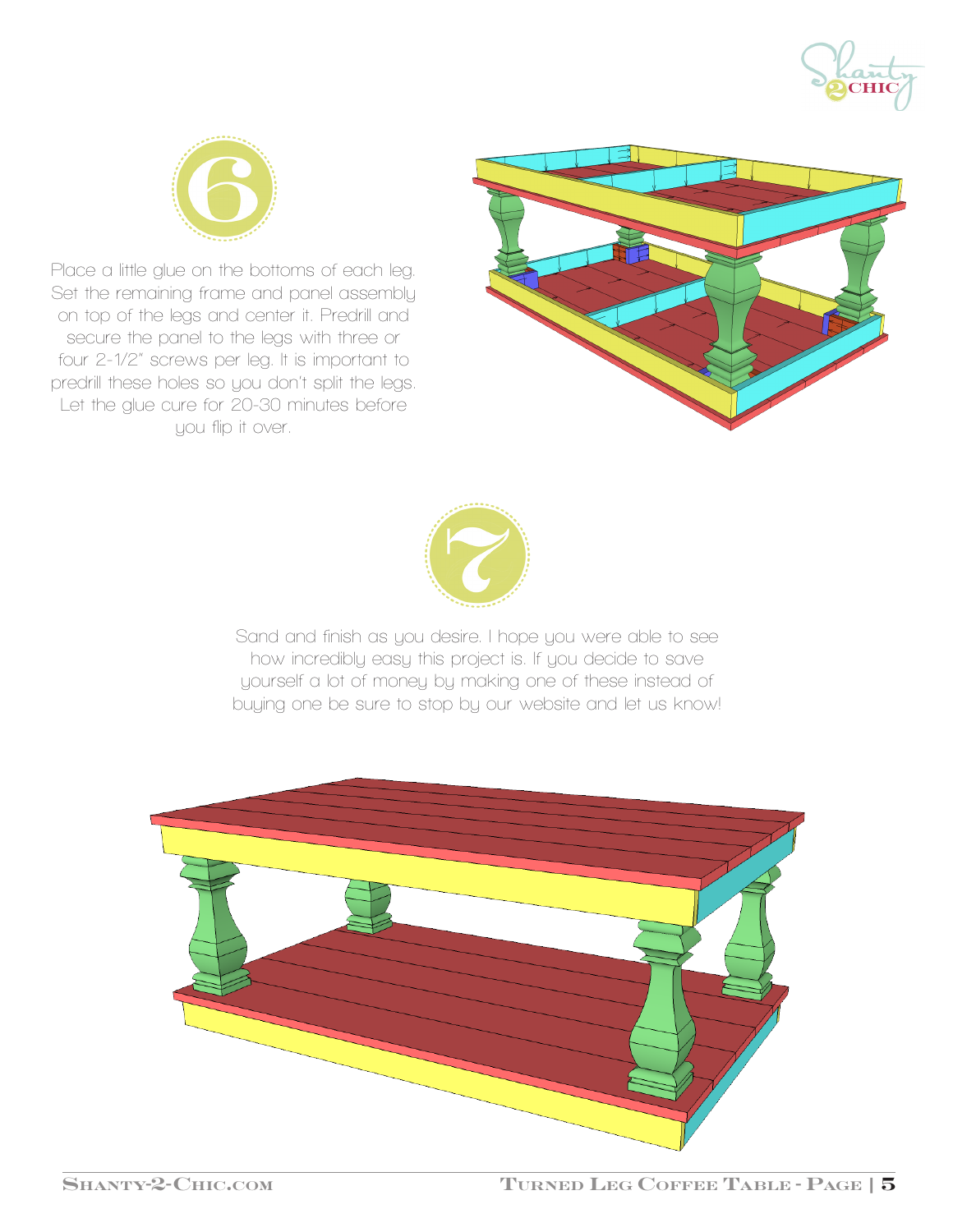## 6

Place a little glue on the bottoms of each leg. Set the remaining frame and panel assembly on top of the legs and center it. Predrill and secure the panel to the legs with three or four 2-1/2" screws per leg. It is important to predrill these holes so you don't split the legs. Let the glue cure for 20-30 minutes before you flip it over.

## 7

Sand and finish as you desire. I hope you were able to see how incredibly easy this project is. If you decide to save yourself a lot of money by making one of these instead of buying one be sure to stop by our website and let us know!